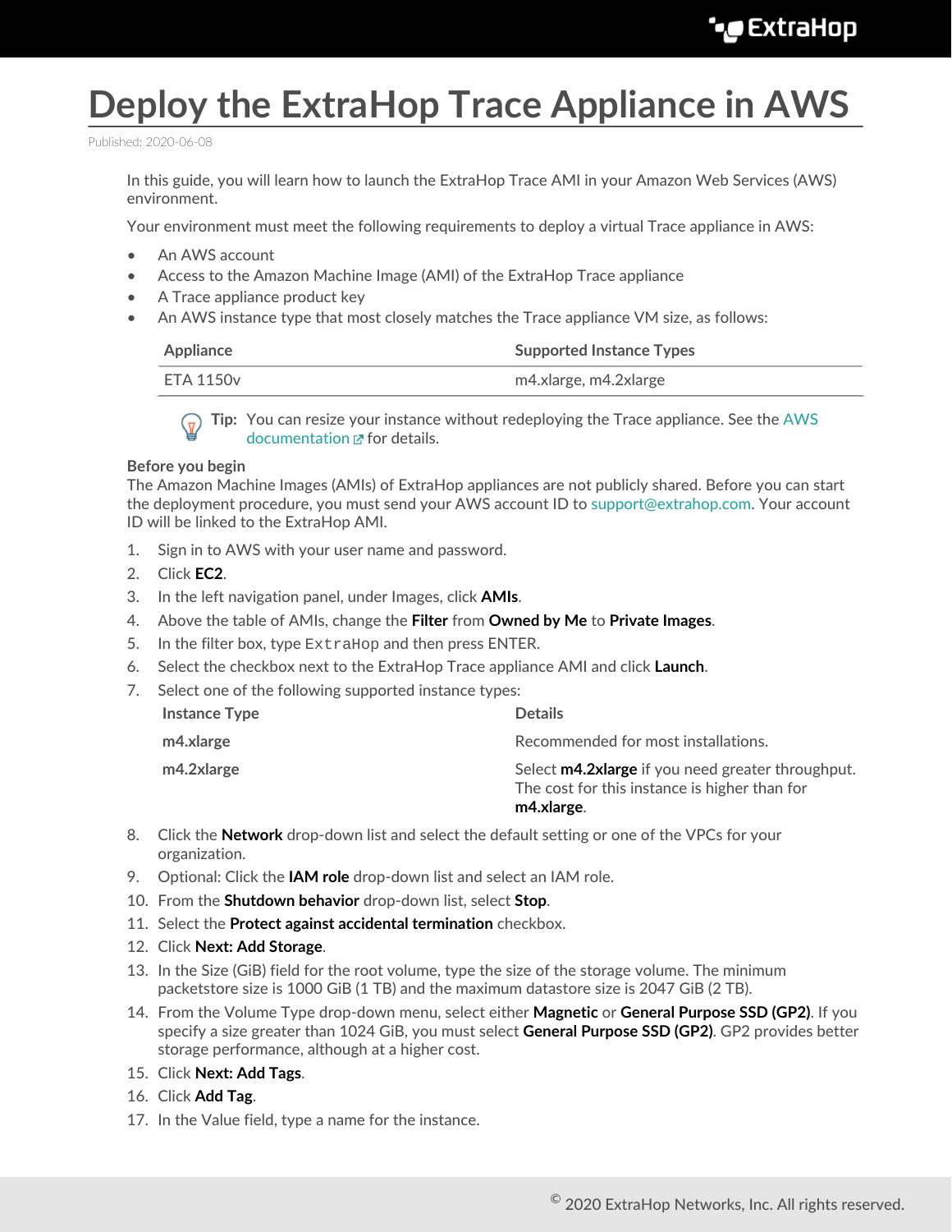# Deploy the ExtraHop Trace Appliance in AWS

Published: 2020-06-08

In this guide, you will learn how to launch the ExtraHop Trace AMI in your Amazon Web Services (AWS) environment.

Your environment must meet the following requirements to deploy a virtual Trace appliance in AWS:

- An AWS account
- Access to the Amazon Machine Image (AMI) of the ExtraHop Trace appliance
- A Trace appliance product key
- An AWS instance type that most closely matches the Trace appliance VM size, as follows:

| Appliance | Supported Instance Types |
| --- | --- |
| ETA 1150v | m4.xlarge, m4.2xlarge |

**Tip:** You can resize your instance without redeploying the Trace appliance. See the AWS documentation for details.

**Before you begin**

The Amazon Machine Images (AMIs) of ExtraHop appliances are not publicly shared. Before you can start the deployment procedure, you must send your AWS account ID to support@extrahop.com. Your account ID will be linked to the ExtraHop AMI.

1. Sign in to AWS with your user name and password.
2. Click **EC2**.
3. In the left navigation panel, under Images, click **AMIs**.
4. Above the table of AMIs, change the **Filter** from **Owned by Me** to **Private Images**.
5. In the filter box, type `ExtraHop` and then press ENTER.
6. Select the checkbox next to the ExtraHop Trace appliance AMI and click **Launch**.
7. Select one of the following supported instance types:

   | Instance Type | Details |
   | --- | --- |
   | **m4.xlarge** | Recommended for most installations. |
   | **m4.2xlarge** | Select **m4.2xlarge** if you need greater throughput. The cost for this instance is higher than for **m4.xlarge**. |

8. Click the **Network** drop-down list and select the default setting or one of the VPCs for your organization.
9. Optional: Click the **IAM role** drop-down list and select an IAM role.
10. From the **Shutdown behavior** drop-down list, select **Stop**.
11. Select the **Protect against accidental termination** checkbox.
12. Click **Next: Add Storage**.
13. In the Size (GiB) field for the root volume, type the size of the storage volume. The minimum packetstore size is 1000 GiB (1 TB) and the maximum datastore size is 2047 GiB (2 TB).
14. From the Volume Type drop-down menu, select either **Magnetic** or **General Purpose SSD (GP2)**. If you specify a size greater than 1024 GiB, you must select **General Purpose SSD (GP2)**. GP2 provides better storage performance, although at a higher cost.
15. Click **Next: Add Tags**.
16. Click **Add Tag**.
17. In the Value field, type a name for the instance.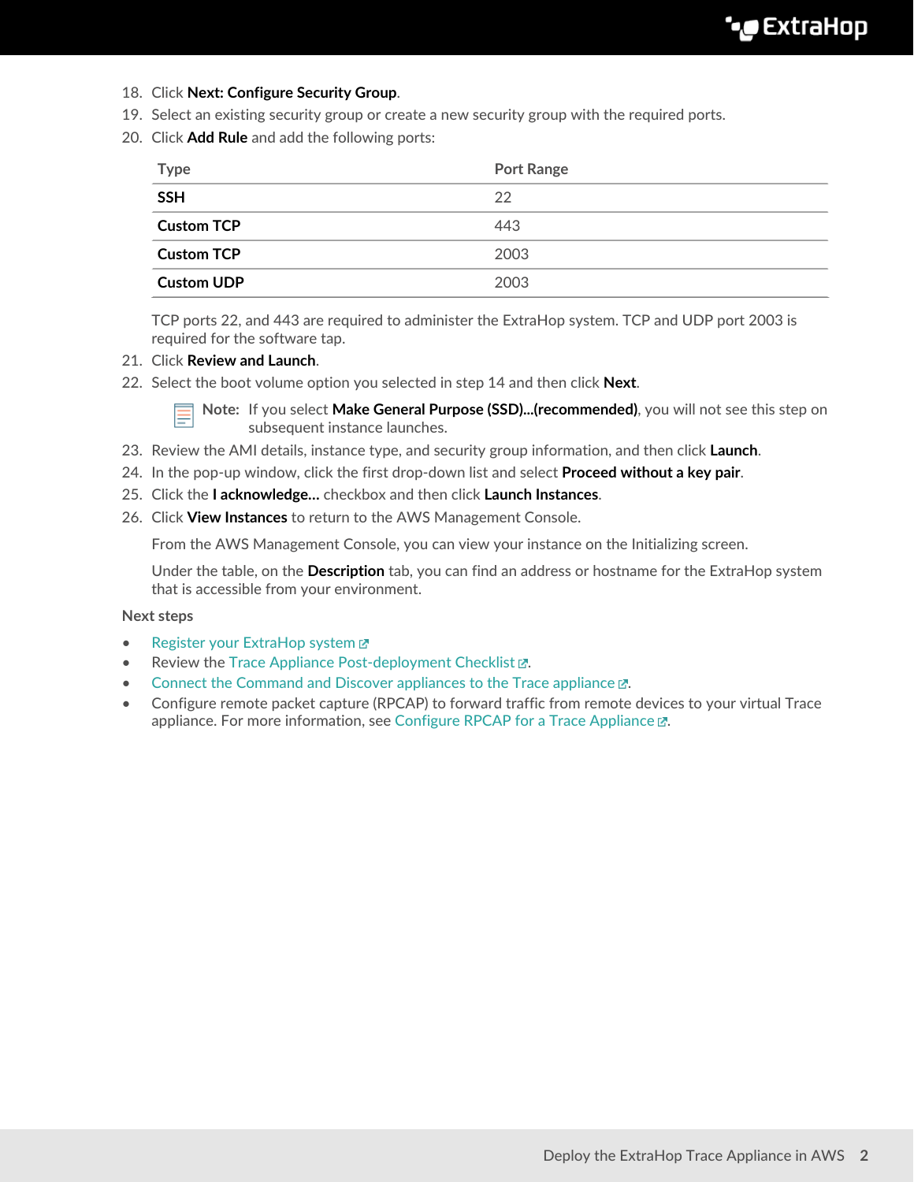18. Click **Next: Configure Security Group**.
19. Select an existing security group or create a new security group with the required ports.
20. Click **Add Rule** and add the following ports:

| Type | Port Range |
| --- | --- |
| **SSH** | 22 |
| **Custom TCP** | 443 |
| **Custom TCP** | 2003 |
| **Custom UDP** | 2003 |

    TCP ports 22, and 443 are required to administer the ExtraHop system. TCP and UDP port 2003 is required for the software tap.

21. Click **Review and Launch**.
22. Select the boot volume option you selected in step 14 and then click **Next**.

    **Note:** If you select **Make General Purpose (SSD)...(recommended)**, you will not see this step on subsequent instance launches.

23. Review the AMI details, instance type, and security group information, and then click **Launch**.
24. In the pop-up window, click the first drop-down list and select **Proceed without a key pair**.
25. Click the **I acknowledge...** checkbox and then click **Launch Instances**.
26. Click **View Instances** to return to the AWS Management Console.

    From the AWS Management Console, you can view your instance on the Initializing screen.

    Under the table, on the **Description** tab, you can find an address or hostname for the ExtraHop system that is accessible from your environment.

**Next steps**

- Register your ExtraHop system
- Review the Trace Appliance Post-deployment Checklist.
- Connect the Command and Discover appliances to the Trace appliance.
- Configure remote packet capture (RPCAP) to forward traffic from remote devices to your virtual Trace appliance. For more information, see Configure RPCAP for a Trace Appliance.